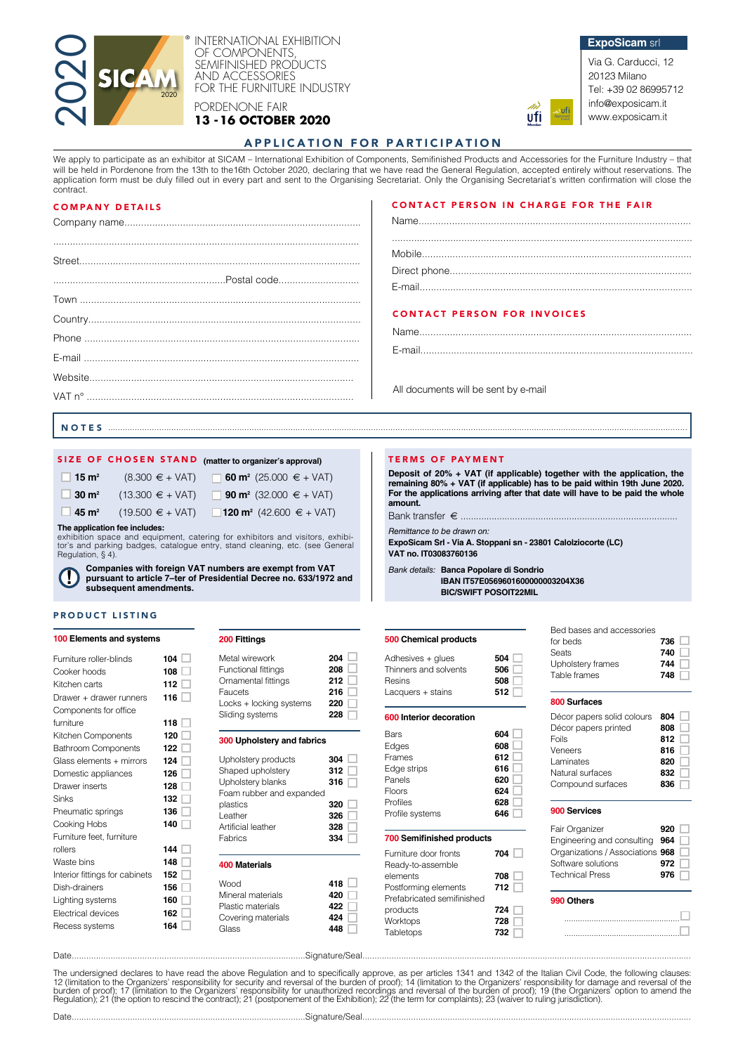2020 SICAM 2020®

INTERNATIONAL EXHIBITION OF COMPONENTS, SEMIFINISHED PRODUCTS AND ACCESSORIES FOR THE FURNITURE INDUSTRY

PORDENONE FAIR
**13 - 16 OCTOBER 2020**

**ExpoSicam** srl
Via G. Carducci, 12
20123 Milano
Tel: +39 02 86995712
info@exposicam.it
www.exposicam.it

# APPLICATION FOR PARTICIPATION

We apply to participate as an exhibitor at SICAM – International Exhibition of Components, Semifinished Products and Accessories for the Furniture Industry – that will be held in Pordenone from the 13th to the16th October 2020, declaring that we have read the General Regulation, accepted entirely without reservations. The application form must be duly filled out in every part and sent to the Organising Secretariat. Only the Organising Secretariat's written confirmation will close the contract.

## COMPANY DETAILS

Company name.......................................................................................

.......................................................................................................

Street.....................................................................................................

.......................................................Postal code.................................

Town .......................................................................................................

Country.....................................................................................................

Phone .......................................................................................................

E-mail .......................................................................................................

Website.....................................................................................................

VAT n° .....................................................................................................

## CONTACT PERSON IN CHARGE FOR THE FAIR

Name.......................................................................................................

.......................................................................................................

Mobile.......................................................................................................

Direct phone.............................................................................................

E-mail.......................................................................................................

## CONTACT PERSON FOR INVOICES

Name.......................................................................................................

E-mail.......................................................................................................

All documents will be sent by e-mail

## NOTES .......................................................................................................

## SIZE OF CHOSEN STAND (matter to organizer's approval)

- ☐ **15 m²** (8.300 € + VAT)
- ☐ **30 m²** (13.300 € + VAT)
- ☐ **45 m²** (19.500 € + VAT)
- ☐ **60 m²** (25.000 € + VAT)
- ☐ **90 m²** (32.000 € + VAT)
- ☐ **120 m²** (42.600 € + VAT)

**The application fee includes:**
exhibition space and equipment, catering for exhibitors and visitors, exhibitor's and parking badges, catalogue entry, stand cleaning, etc. (see General Regulation, § 4).

**Companies with foreign VAT numbers are exempt from VAT pursuant to article 7–ter of Presidential Decree no. 633/1972 and subsequent amendments.**

## TERMS OF PAYMENT

**Deposit of 20% + VAT (if applicable) together with the application, the remaining 80% + VAT (if applicable) has to be paid within 19th June 2020. For the applications arriving after that date will have to be paid the whole amount.**

Bank transfer € .......................................................................................

*Remittance to be drawn on:*
**ExpoSicam Srl - Via A. Stoppani sn - 23801 Calolziocorte (LC)**
**VAT no. IT03083760136**

*Bank details:* **Banca Popolare di Sondrio**
**IBAN IT57E0569601600000003204X36**
**BIC/SWIFT POSOIT22MIL**

## PRODUCT LISTING

**100 Elements and systems**

| Product | Code | |
|---|---|---|
| Furniture roller-blinds | 104 | ☐ |
| Cooker hoods | 108 | ☐ |
| Kitchen carts | 112 | ☐ |
| Drawer + drawer runners | 116 | ☐ |
| Components for office furniture | 118 | ☐ |
| Kitchen Components | 120 | ☐ |
| Bathroom Components | 122 | ☐ |
| Glass elements + mirrors | 124 | ☐ |
| Domestic appliances | 126 | ☐ |
| Drawer inserts | 128 | ☐ |
| Sinks | 132 | ☐ |
| Pneumatic springs | 136 | ☐ |
| Cooking Hobs | 140 | ☐ |
| Furniture feet, furniture rollers | 144 | ☐ |
| Waste bins | 148 | ☐ |
| Interior fittings for cabinets | 152 | ☐ |
| Dish-drainers | 156 | ☐ |
| Lighting systems | 160 | ☐ |
| Electrical devices | 162 | ☐ |
| Recess systems | 164 | ☐ |

**200 Fittings**

| Product | Code | |
|---|---|---|
| Metal wirework | 204 | ☐ |
| Functional fittings | 208 | ☐ |
| Ornamental fittings | 212 | ☐ |
| Faucets | 216 | ☐ |
| Locks + locking systems | 220 | ☐ |
| Sliding systems | 228 | ☐ |

**300 Upholstery and fabrics**

| Product | Code | |
|---|---|---|
| Upholstery products | 304 | ☐ |
| Shaped upholstery | 312 | ☐ |
| Upholstery blanks | 316 | ☐ |
| Foam rubber and expanded plastics | 320 | ☐ |
| Leather | 326 | ☐ |
| Artificial leather | 328 | ☐ |
| Fabrics | 334 | ☐ |

**400 Materials**

| Product | Code | |
|---|---|---|
| Wood | 418 | ☐ |
| Mineral materials | 420 | ☐ |
| Plastic materials | 422 | ☐ |
| Covering materials | 424 | ☐ |
| Glass | 448 | ☐ |

**500 Chemical products**

| Product | Code | |
|---|---|---|
| Adhesives + glues | 504 | ☐ |
| Thinners and solvents | 506 | ☐ |
| Resins | 508 | ☐ |
| Lacquers + stains | 512 | ☐ |

**600 Interior decoration**

| Product | Code | |
|---|---|---|
| Bars | 604 | ☐ |
| Edges | 608 | ☐ |
| Frames | 612 | ☐ |
| Edge strips | 616 | ☐ |
| Panels | 620 | ☐ |
| Floors | 624 | ☐ |
| Profiles | 628 | ☐ |
| Profile systems | 646 | ☐ |

**700 Semifinished products**

| Product | Code | |
|---|---|---|
| Furniture door fronts | 704 | ☐ |
| Ready-to-assemble elements | 708 | ☐ |
| Postforming elements | 712 | ☐ |
| Prefabricated semifinished products | 724 | ☐ |
| Worktops | 728 | ☐ |
| Tabletops | 732 | ☐ |
| Bed bases and accessories for beds | 736 | ☐ |
| Seats | 740 | ☐ |
| Upholstery frames | 744 | ☐ |
| Table frames | 748 | ☐ |

**800 Surfaces**

| Product | Code | |
|---|---|---|
| Décor papers solid colours | 804 | ☐ |
| Décor papers printed | 808 | ☐ |
| Foils | 812 | ☐ |
| Veneers | 816 | ☐ |
| Laminates | 820 | ☐ |
| Natural surfaces | 832 | ☐ |
| Compound surfaces | 836 | ☐ |

**900 Services**

| Product | Code | |
|---|---|---|
| Fair Organizer | 920 | ☐ |
| Engineering and consulting | 964 | ☐ |
| Organizations / Associations | 968 | ☐ |
| Software solutions | 972 | ☐ |
| Technical Press | 976 | ☐ |

**990 Others**

.................................... ☐

.................................... ☐

Date.......................................................................Signature/Seal.......................................................................

The undersigned declares to have read the above Regulation and to specifically approve, as per articles 1341 and 1342 of the Italian Civil Code, the following clauses: 12 (limitation to the Organizers' responsibility for security and reversal of the burden of proof); 14 (limitation to the Organizers' responsibility for damage and reversal of the burden of proof); 17 (limitation to the Organizers' responsibility for unauthorized recordings and reversal of the burden of proof); 19 (the Organizers' option to amend the Regulation); 21 (the option to rescind the contract); 21 (postponement of the Exhibition); 22 (the term for complaints); 23 (waiver to ruling jurisdiction).

Date.......................................................................Signature/Seal.......................................................................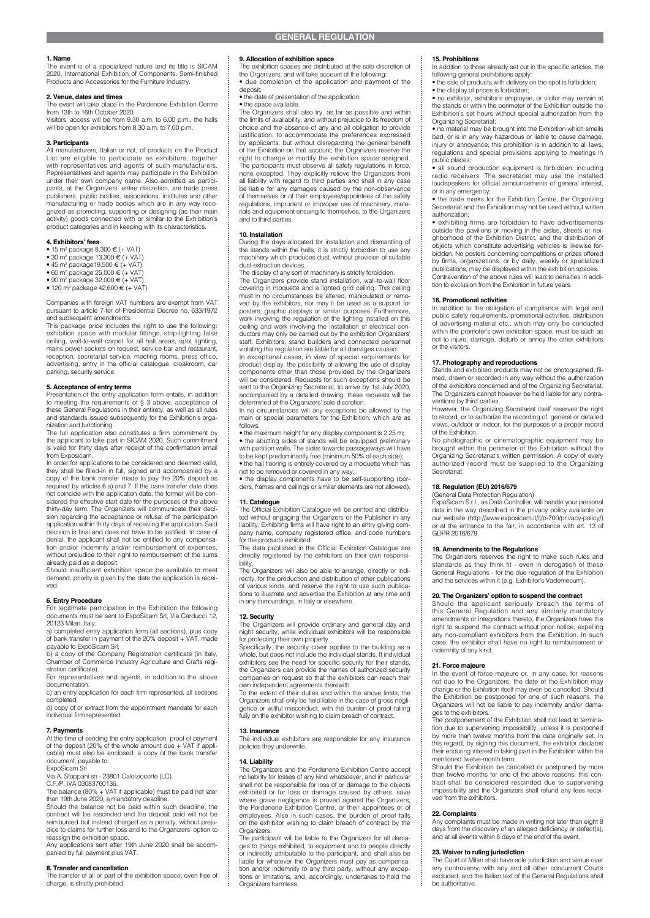# GENERAL REGULATION

## 1. Name

The event is of a specialized nature and its title is SICAM 2020, International Exhibition of Components, Semi-finished Products and Accessories for the Furniture Industry.

## 2. Venue, dates and times

The event will take place in the Pordenone Exhibition Centre from 13th to 16th October 2020.

Visitors' access will be from 9.30 a.m. to 6.00 p.m., the halls will be open for exhibitors from 8.30 a.m. to 7.00 p.m.

## 3. Participants

All manufacturers, Italian or not, of products on the Product List are eligible to participate as exhibitors, together with representatives and agents of such manufacturers. Representatives and agents may participate in the Exhibition under their own company name. Also admitted as participants, at the Organizers' entire discretion, are trade press publishers, public bodies, associations, institutes and other manufacturing or trade bodies which are in any way recognized as promoting, supporting or designing (as their main activity) goods connected with or similar to the Exhibition's product categories and in keeping with its characteristics.

## 4. Exhibitors' fees

- 15 m² package 8,300 € (+ VAT)
- 30 m² package 13,300 € (+ VAT)
- 45 m² package19,500 € (+ VAT)
- 60 m² package 25,000 € (+ VAT)
- 90 m² package 32,000 € (+ VAT)
- 120 m² package 42,600 € (+ VAT)

Companies with foreign VAT numbers are exempt from VAT pursuant to article 7-ter of Presidential Decree no. 633/1972 and subsequent amendments.

This package price includes the right to use the following: exhibition space with modular fittings, strip-lighting false ceiling, wall-to-wall carpet for all hall areas, spot lighting, mains power sockets on request, service bar and restaurant, reception, secretarial service, meeting rooms, press office, advertising, entry in the official catalogue, cloakroom, car parking, security service.

## 5. Acceptance of entry terms

Presentation of the entry application form entails, in addition to meeting the requirements of § 3 above, acceptance of these General Regulations in their entirety, as well as all rules and standards issued subsequently for the Exhibition's organization and functioning.

The full application also constitutes a firm commitment by the applicant to take part in SICAM 2020. Such commitment is valid for thirty days after receipt of the confirmation email from Exposicam.

In order for applications to be considered and deemed valid, they shall be filled-in in full, signed and accompanied by a copy of the bank transfer made to pay the 20% deposit as required by articles 6.a) and 7. If the bank transfer date does not coincide with the application date, the former will be considered the effective start date for the purposes of the above thirty-day term. The Organizers will communicate their decision regarding the acceptance or refusal of the participation application within thirty days of receiving the application. Said decision is final and does not have to be justified. In case of denial, the applicant shall not be entitled to any compensation and/or indemnity and/or reimbursement of expenses, without prejudice to their right to reimbursement of the sums already paid as a deposit.

Should insufficient exhibition space be available to meet demand, priority is given by the date the application is received.

## 6. Entry Procedure

For legitimate participation in the Exhibition the following documents must be sent to ExpoSicam Srl, Via Carducci 12, 20123 Milan, Italy:

a) completed entry application form (all sections), plus copy of bank transfer in payment of the 20% deposit + VAT, made payable to ExpoSicam Srl;

b) a copy of the Company Registration certificate (in Italy, Chamber of Commerce Industry Agriculture and Crafts registration certificate).

For representatives and agents, in addition to the above documentation:

c) an entry application for each firm represented, all sections completed;

d) copy of or extract from the appointment mandate for each individual firm represented.

## 7. Payments

At the time of sending the entry application, proof of payment of the deposit (20% of the whole amount due + VAT if applicable) must also be enclosed: a copy of the bank transfer document, payable to:

ExpoSicam Srl

Via A. Stoppani sn - 23801 Calolziocorte (LC)

C.F./P. IVA 03083760136.

The balance (80% + VAT if applicable) must be paid not later than 19th June 2020, a mandatory deadline.

Should the balance not be paid within such deadline, the contract will be rescinded and the deposit paid will not be reimbursed but instead charged as a penalty, without prejudice to claims for further loss and to the Organizers' option to reassign the exhibition space.

Any applications sent after 19th June 2020 shall be accompanied by full payment plus VAT.

## 8. Transfer and cancellation

The transfer of all or part of the exhibition space, even free of charge, is strictly prohibited.

## 9. Allocation of exhibition space

The exhibition spaces are distributed at the sole discretion of the Organizers, and will take account of the following:

- due completion of the application and payment of the deposit;
- the date of presentation of the application;
- the space available.

The Organizers shall also try, as far as possible and within the limits of availability, and without prejudice to its freedom of choice and the absence of any and all obligation to provide justification, to accommodate the preferences expressed by applicants, but without disregarding the general benefit of the Exhibition on that account; the Organizers reserve the right to change or modify the exhibition space assigned. The participants must observe all safety regulations in force, none excepted. They explicitly relieve the Organizers from all liability with regard to third parties and shall in any case be liable for any damages caused by the non-observance of themselves or of their employees/appointees of the safety regulations, imprudent or improper use of machinery, materials and equipment ensuing to themselves, to the Organizers and to third parties.

## 10. Installation

During the days allocated for installation and dismantling of the stands within the halls, it is strictly forbidden to use any machinery which produces dust, without provision of suitable dust-extraction devices.

The display of any sort of machinery is strictly forbidden.

The Organizers provide stand installation, wall-to-wall floor covering in moquette and a lighted grid ceiling. This ceiling must in no circumstances be altered, manipulated or removed by the exhibitors, nor may it be used as a support for posters, graphic displays or similar purposes. Furthermore, work involving the regulation of the lighting installed on this ceiling and work involving the installation of electrical conductors may only be carried out by the exhibition Organizers' staff. Exhibitors, stand builders and connected personnel violating this regulation are liable for all damages caused.

In exceptional cases, in view of special requirements for product display, the possibility of allowing the use of display components other than those provided by the Organizers will be considered. Requests for such exceptions should be sent to the Organizing Secretariat, to arrive by 1st July 2020, accompanied by a detailed drawing; these requests will be determined at the Organizers' sole discretion.

In no circumstances will any exceptions be allowed to the main or special parameters for the Exhibition, which are as follows:

- the maximum height for any display component is 2.25 m;
- the abutting sides of stands will be equipped preliminary with partition walls. The sides towards passageways will have to be kept predominantly free (minimum 50% of each side);
- the hall flooring is entirely covered by a moquette which has not to be removed or covered in any way;
- the display components have to be self-supporting (borders, frames and ceilings or similar elements are not allowed).

## 11. Catalogue

The Official Exhibition Catalogue will be printed and distributed without engaging the Organizers or the Publisher in any liability. Exhibiting firms will have right to an entry giving company name, company registered office, and code numbers for the products exhibited.

The data published in the Official Exhibition Catalogue are directly registered by the exhibitors on their own responsibility.

The Organizers will also be able to arrange, directly or indirectly, for the production and distribution of other publications of various kinds, and reserve the right to use such publications to illustrate and advertise the Exhibition at any time and in any surroundings, in Italy or elsewhere.

## 12. Security

The Organizers will provide ordinary and general day and night security, while individual exhibitors will be responsible for protecting their own property.

Specifically, the security cover applies to the building as a whole, but does not include the individual stands. If individual exhibitors see the need for specific security for their stands, the Organizers can provide the names of authorized security companies on request so that the exhibitors can reach their own independent agreements therewith.

To the extent of their duties and within the above limits, the Organizers shall only be held liable in the case of gross negligence or willful misconduct, with the burden of proof falling fully on the exhibitor wishing to claim breach of contract.

## 13. Insurance

The individual exhibitors are responsible for any insurance policies they underwrite.

## 14. Liability

The Organizers and the Pordenone Exhibition Centre accept no liability for losses of any kind whatsoever, and in particular shall not be responsible for loss of or damage to the objects exhibited or for loss or damage caused by others, save where grave negligence is proved against the Organizers, the Pordenone Exhibition Centre, or their appointees or of employees. Also in such cases, the burden of proof falls on the exhibitor wishing to claim breach of contract by the Organizers.

The participant will be liable to the Organizers for all damages to things exhibited, to equipment and to people directly or indirectly attributable to the participant, and shall also be liable for whatever the Organizers must pay as compensation and/or indemnity to any third party, without any exceptions or limitations, and, accordingly, undertakes to hold the Organizers harmless.

## 15. Prohibitions

In addition to those already set out in the specific articles, the following general prohibitions apply:

- the sale of products with delivery on the spot is forbidden;
- the display of prices is forbidden;
- no exhibitor, exhibitor's employee, or visitor may remain at the stands or within the perimeter of the Exhibition outside the Exhibition's set hours without special authorization from the Organizing Secretariat;
- no material may be brought into the Exhibition which smells bad, or is in any way hazardous or liable to cause damage, injury or annoyance; this prohibition is in addition to all laws, regulations and special provisions applying to meetings in public places;
- all sound production equipment is forbidden, including radio receivers. The secretariat may use the installed loudspeakers for official announcements of general interest, or in any emergency;
- the trade marks for the Exhibition Centre, the Organizing Secretariat and the Exhibition may not be used without written authorization;
- exhibiting firms are forbidden to have advertisements outside the pavilions or moving in the aisles, streets or neighborhood of the Exhibition District, and the distribution of objects which constitute advertising vehicles is likewise forbidden. No posters concerning competitions or prizes offered by firms, organizations, or by daily, weekly or specialized publications, may be displayed within the exhibition spaces.

Contravention of the above rules will lead to penalties in addition to exclusion from the Exhibition in future years.

## 16. Promotional activities

In addition to the obligation of compliance with legal and public safety requirements, promotional activities, distribution of advertising material etc., which may only be conducted within the promoter's own exhibition space, must be such as not to injure, damage, disturb or annoy the other exhibitors or the visitors.

## 17. Photography and reproductions

Stands and exhibited products may not be photographed, filmed, drawn or recorded in any way without the authorization of the exhibitors concerned and of the Organizing Secretariat. The Organizers cannot however be held liable for any contraventions by third parties.

However, the Organizing Secretariat itself reserves the right to record, or to authorize the recording of, general or detailed views, outdoor or indoor, for the purposes of a proper record of the Exhibition.

No photographic or cinematographic equipment may be brought within the perimeter of the Exhibition without the Organizing Secretariat's written permission. A copy of every authorized record must be supplied to the Organizing Secretariat.

## 18. Regulation (EU) 2016/679

(General Data Protection Regulation)

ExpoSicam S.r.l., as Data Controller, will handle your personal data in the way described in the privacy policy available on our website (http://www.exposicam.it/it/p-700/privacy-policy/) or at the entrance to the fair, in accordance with art. 13 of GDPR 2016/679.

## 19. Amendments to the Regulations

The Organizers reserves the right to make such rules and standards as they think fit - even in derogation of these General Regulations - for the due regulation of the Exhibition and the services within it (e.g. Exhibitor's Vademecum).

## 20. The Organizers' option to suspend the contract

Should the applicant seriously breach the terms of this General Regulation and any similarly mandatory amendments or integrations thereto, the Organizers have the right to suspend the contract without prior notice, expelling any non-compliant exhibitors from the Exhibition. In such case, the exhibitor shall have no right to reimbursement or indemnity of any kind.

## 21. Force majeure

In the event of force majeure or, in any case, for reasons not due to the Organizers, the date of the Exhibition may change or the Exhibition itself may even be cancelled. Should the Exhibition be postponed for one of such reasons, the Organizers will not be liable to pay indemnity and/or damages to the exhibitors.

The postponement of the Exhibition shall not lead to termination due to supervening impossibility, unless it is postponed by more than twelve months from the date originally set. In this regard, by signing this document, the exhibitor declares their enduring interest in taking part in the Exhibition within the mentioned twelve-month term.

Should the Exhibition be cancelled or postponed by more than twelve months for one of the above reasons, this contract shall be considered rescinded due to supervening impossibility and the Organizers shall refund any fees received from the exhibitors.

## 22. Complaints

Any complaints must be made in writing not later than eight 8 days from the discovery of an alleged deficiency or defect(s), and at all events within 8 days of the end of the event.

## 23. Waiver to ruling jurisdiction

The Court of Milan shall have sole jurisdiction and venue over any controversy, with any and all other concurrent Courts excluded, and the Italian text of the General Regulations shall be authoritative.